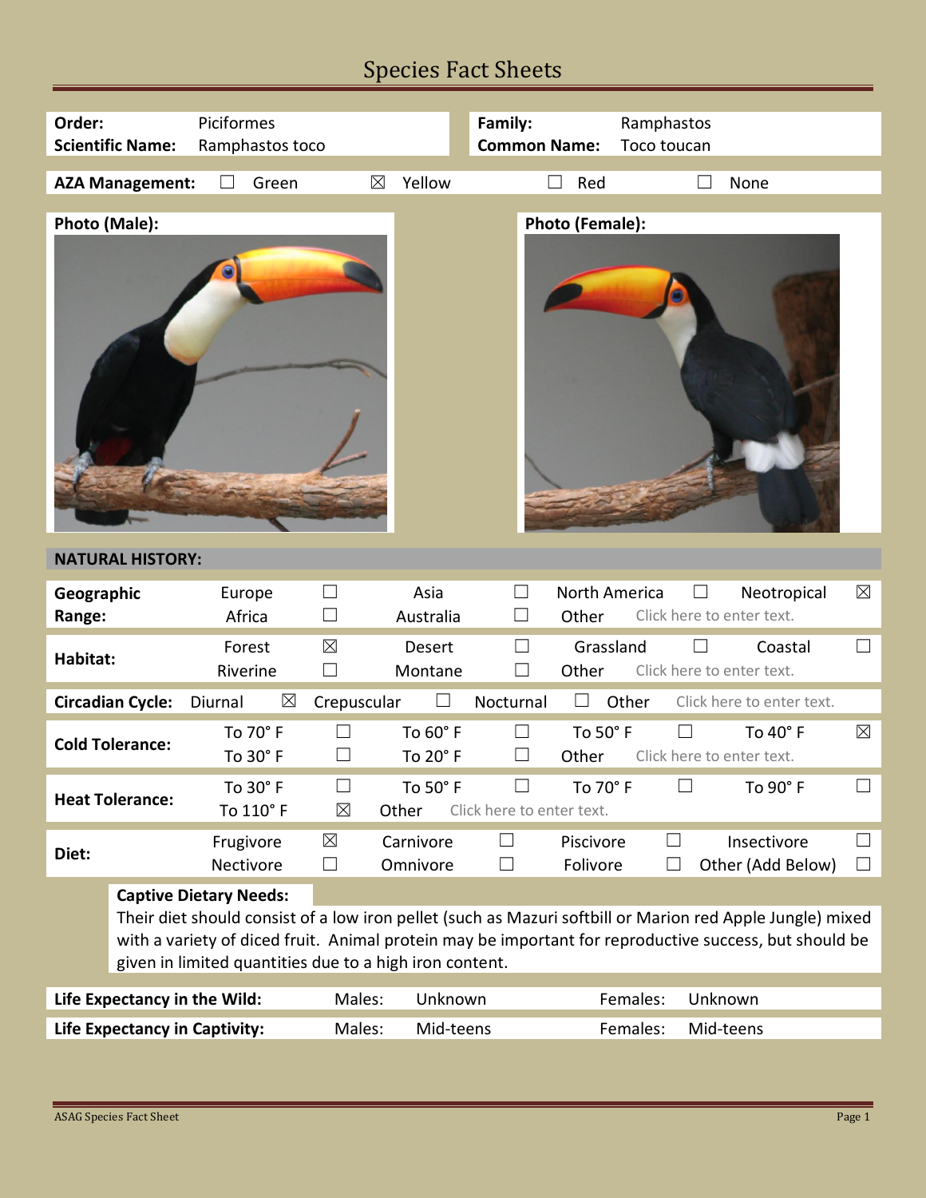# Species Fact Sheets

| | | | |
|---|---|---|---|
| **Order:** | Piciformes | **Family:** | Ramphastos |
| **Scientific Name:** | Ramphastos toco | **Common Name:** | Toco toucan |

**AZA Management:** ☐ Green ☒ Yellow ☐ Red ☐ None

**Photo (Male):**

**Photo (Female):**

## NATURAL HISTORY:

| | | | | | | | | |
|---|---|---|---|---|---|---|---|---|
| **Geographic Range:** | Europe | ☐ | Asia | ☐ | North America | ☐ | Neotropical | ☒ |
| | Africa | ☐ | Australia | ☐ | Other | Click here to enter text. | | |
| **Habitat:** | Forest | ☒ | Desert | ☐ | Grassland | ☐ | Coastal | ☐ |
| | Riverine | ☐ | Montane | ☐ | Other | Click here to enter text. | | |
| **Circadian Cycle:** | Diurnal | ☒ | Crepuscular | ☐ | Nocturnal | ☐ | Other | Click here to enter text. |
| **Cold Tolerance:** | To 70° F | ☐ | To 60° F | ☐ | To 50° F | ☐ | To 40° F | ☒ |
| | To 30° F | ☐ | To 20° F | ☐ | Other | Click here to enter text. | | |
| **Heat Tolerance:** | To 30° F | ☐ | To 50° F | ☐ | To 70° F | ☐ | To 90° F | ☐ |
| | To 110° F | ☒ | Other | Click here to enter text. | | | | |
| **Diet:** | Frugivore | ☒ | Carnivore | ☐ | Piscivore | ☐ | Insectivore | ☐ |
| | Nectivore | ☐ | Omnivore | ☐ | Folivore | ☐ | Other (Add Below) | ☐ |

**Captive Dietary Needs:**
Their diet should consist of a low iron pellet (such as Mazuri softbill or Marion red Apple Jungle) mixed with a variety of diced fruit. Animal protein may be important for reproductive success, but should be given in limited quantities due to a high iron content.

| | | | | |
|---|---|---|---|---|
| **Life Expectancy in the Wild:** | Males: | Unknown | Females: | Unknown |
| **Life Expectancy in Captivity:** | Males: | Mid-teens | Females: | Mid-teens |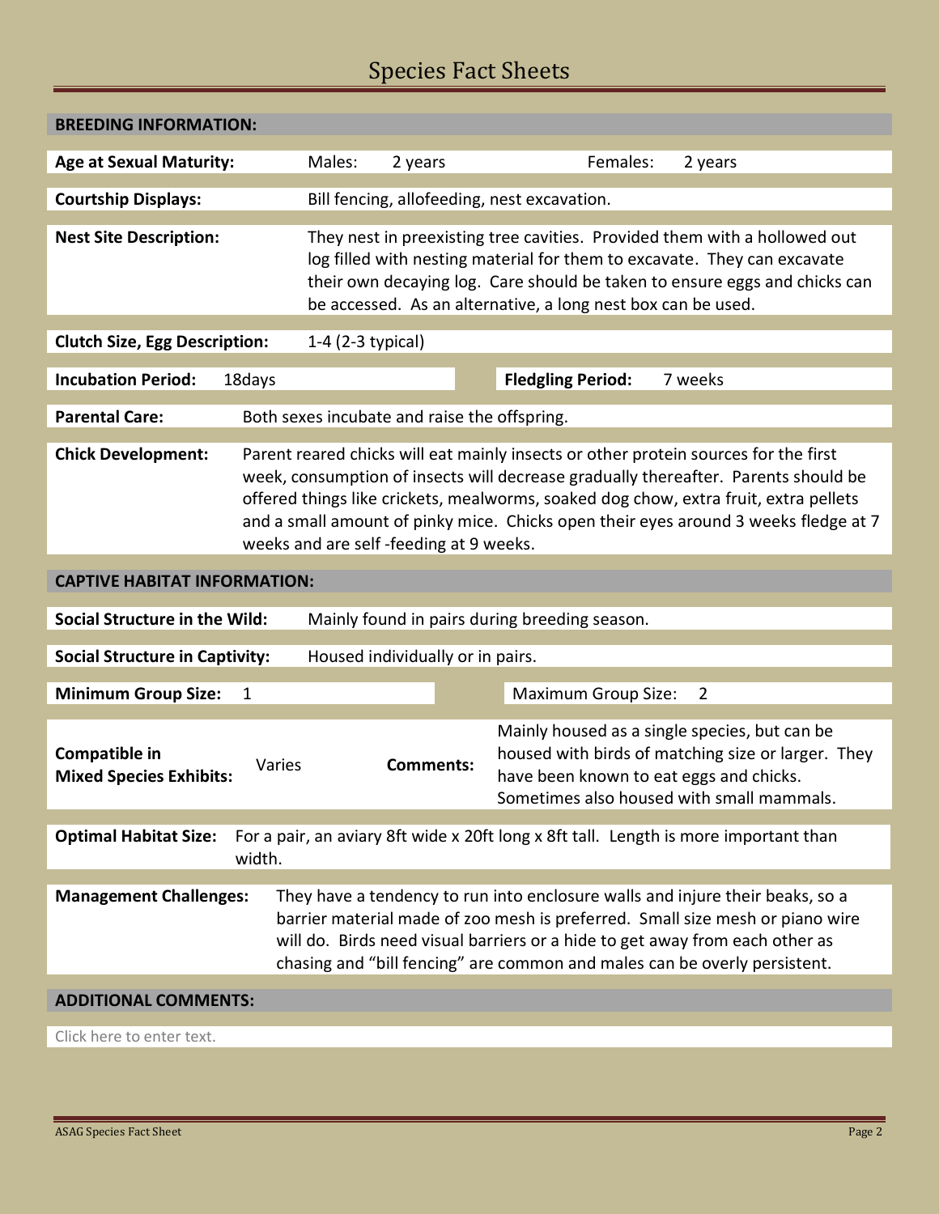# Species Fact Sheets

## BREEDING INFORMATION:

**Age at Sexual Maturity:** Males: 2 years Females: 2 years

**Courtship Displays:** Bill fencing, allofeeding, nest excavation.

**Nest Site Description:** They nest in preexisting tree cavities. Provided them with a hollowed out log filled with nesting material for them to excavate. They can excavate their own decaying log. Care should be taken to ensure eggs and chicks can be accessed. As an alternative, a long nest box can be used.

**Clutch Size, Egg Description:** 1-4 (2-3 typical)

**Incubation Period:** 18days **Fledgling Period:** 7 weeks

**Parental Care:** Both sexes incubate and raise the offspring.

**Chick Development:** Parent reared chicks will eat mainly insects or other protein sources for the first week, consumption of insects will decrease gradually thereafter. Parents should be offered things like crickets, mealworms, soaked dog chow, extra fruit, extra pellets and a small amount of pinky mice. Chicks open their eyes around 3 weeks fledge at 7 weeks and are self -feeding at 9 weeks.

## CAPTIVE HABITAT INFORMATION:

**Social Structure in the Wild:** Mainly found in pairs during breeding season.

**Social Structure in Captivity:** Housed individually or in pairs.

**Minimum Group Size:** 1 Maximum Group Size: 2

**Compatible in Mixed Species Exhibits:** Varies **Comments:** Mainly housed as a single species, but can be housed with birds of matching size or larger. They have been known to eat eggs and chicks. Sometimes also housed with small mammals.

**Optimal Habitat Size:** For a pair, an aviary 8ft wide x 20ft long x 8ft tall. Length is more important than width.

**Management Challenges:** They have a tendency to run into enclosure walls and injure their beaks, so a barrier material made of zoo mesh is preferred. Small size mesh or piano wire will do. Birds need visual barriers or a hide to get away from each other as chasing and "bill fencing" are common and males can be overly persistent.

## ADDITIONAL COMMENTS:

Click here to enter text.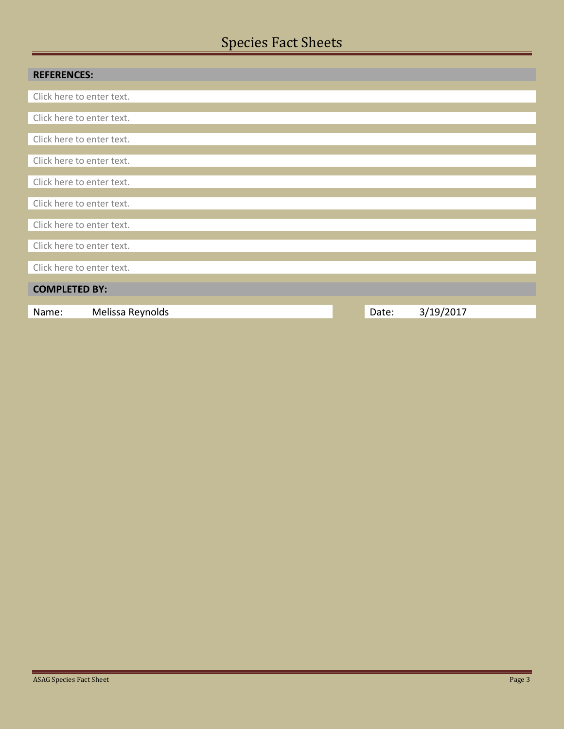# Species Fact Sheets

## REFERENCES:

Click here to enter text.

Click here to enter text.

Click here to enter text.

Click here to enter text.

Click here to enter text.

Click here to enter text.

Click here to enter text.

Click here to enter text.

Click here to enter text.

## COMPLETED BY:

Name: Melissa Reynolds

Date: 3/19/2017